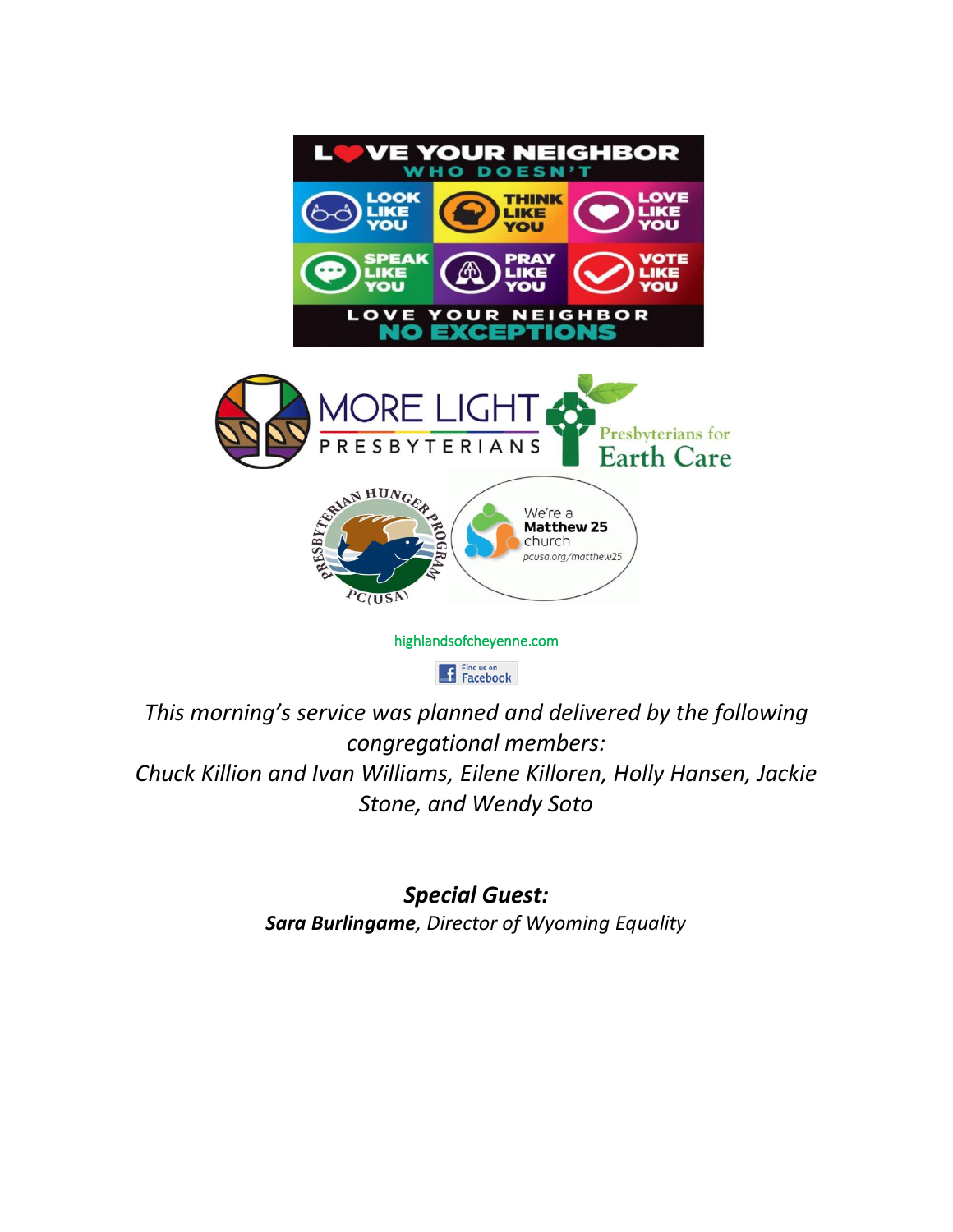LOVE YOUR NEIGHBOR WHO DOESN'T

LOOK LIKE YOU | THINK LIKE YOU | LOVE LIKE YOU
SPEAK LIKE YOU | PRAY LIKE YOU | VOTE LIKE YOU

LOVE YOUR NEIGHBOR NO EXCEPTIONS

MORE LIGHT PRESBYTERIANS

Presbyterians for Earth Care

PRESBYTERIAN HUNGER PROGRAM PC(USA)

We're a Matthew 25 church pcusa.org/matthew25

highlandsofcheyenne.com

Find us on Facebook

*This morning's service was planned and delivered by the following congregational members:*
*Chuck Killion and Ivan Williams, Eilene Killoren, Holly Hansen, Jackie Stone, and Wendy Soto*

***Special Guest:***
***Sara Burlingame****, Director of Wyoming Equality*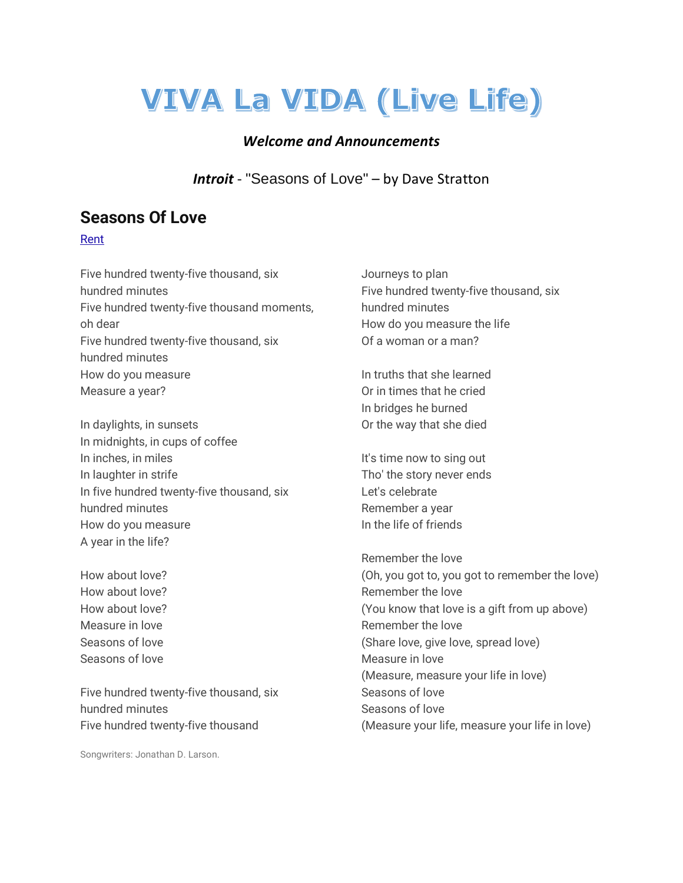# VIVA La VIDA (Live Life)

***Welcome and Announcements***

***Introit*** - "Seasons of Love" – by Dave Stratton

## Seasons Of Love

[Rent]

Five hundred twenty-five thousand, six hundred minutes
Five hundred twenty-five thousand moments, oh dear
Five hundred twenty-five thousand, six hundred minutes
How do you measure
Measure a year?

In daylights, in sunsets
In midnights, in cups of coffee
In inches, in miles
In laughter in strife
In five hundred twenty-five thousand, six hundred minutes
How do you measure
A year in the life?

How about love?
How about love?
How about love?
Measure in love
Seasons of love
Seasons of love

Five hundred twenty-five thousand, six hundred minutes
Five hundred twenty-five thousand
Journeys to plan
Five hundred twenty-five thousand, six hundred minutes
How do you measure the life
Of a woman or a man?

In truths that she learned
Or in times that he cried
In bridges he burned
Or the way that she died

It's time now to sing out
Tho' the story never ends
Let's celebrate
Remember a year
In the life of friends

Remember the love
(Oh, you got to, you got to remember the love)
Remember the love
(You know that love is a gift from up above)
Remember the love
(Share love, give love, spread love)
Measure in love
(Measure, measure your life in love)
Seasons of love
Seasons of love
(Measure your life, measure your life in love)

Songwriters: Jonathan D. Larson.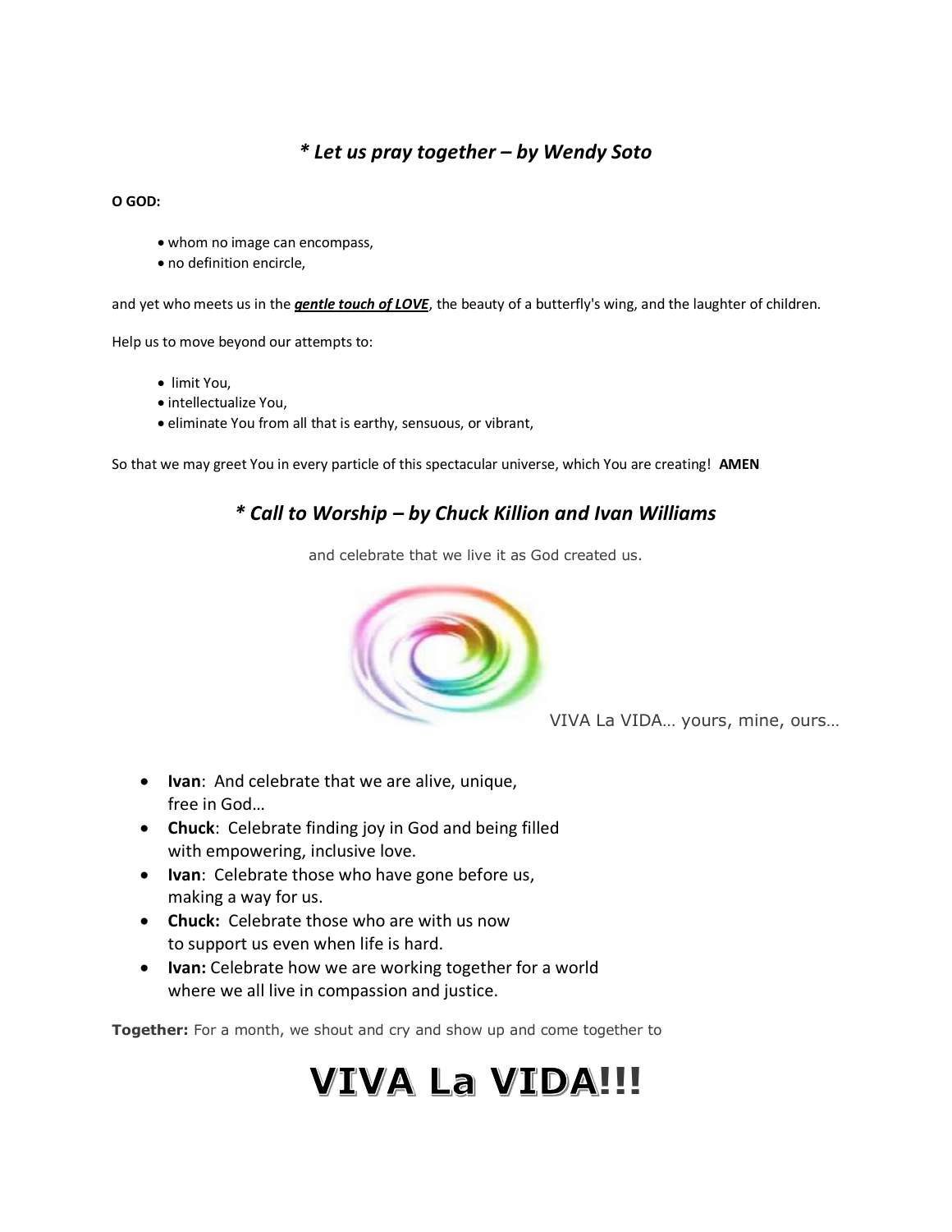### *\* Let us pray together – by Wendy Soto*

**O GOD:**

- whom no image can encompass,
- no definition encircle,

and yet who meets us in the ***gentle touch of LOVE***, the beauty of a butterfly's wing, and the laughter of children.

Help us to move beyond our attempts to:

- limit You,
- intellectualize You,
- eliminate You from all that is earthy, sensuous, or vibrant,

So that we may greet You in every particle of this spectacular universe, which You are creating! **AMEN**

### *\* Call to Worship – by Chuck Killion and Ivan Williams*

and celebrate that we live it as God created us.

VIVA La VIDA… yours, mine, ours…

- **Ivan**: And celebrate that we are alive, unique, free in God…
- **Chuck**: Celebrate finding joy in God and being filled with empowering, inclusive love.
- **Ivan**: Celebrate those who have gone before us, making a way for us.
- **Chuck:** Celebrate those who are with us now to support us even when life is hard.
- **Ivan:** Celebrate how we are working together for a world where we all live in compassion and justice.

**Together:** For a month, we shout and cry and show up and come together to

# VIVA La VIDA!!!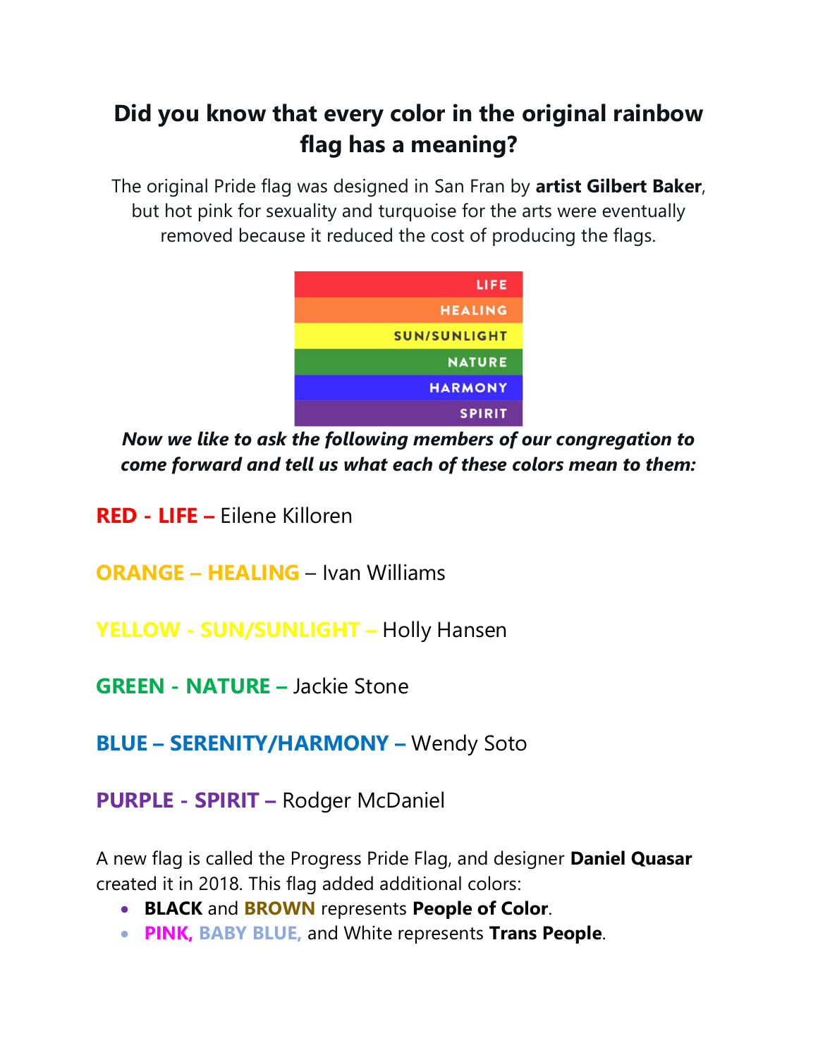## Did you know that every color in the original rainbow flag has a meaning?

The original Pride flag was designed in San Fran by **artist Gilbert Baker**, but hot pink for sexuality and turquoise for the arts were eventually removed because it reduced the cost of producing the flags.

LIFE
HEALING
SUN/SUNLIGHT
NATURE
HARMONY
SPIRIT

***Now we like to ask the following members of our congregation to come forward and tell us what each of these colors mean to them:***

**RED - LIFE –** Eilene Killoren

**ORANGE – HEALING** – Ivan Williams

**YELLOW - SUN/SUNLIGHT –** Holly Hansen

**GREEN - NATURE –** Jackie Stone

**BLUE – SERENITY/HARMONY –** Wendy Soto

**PURPLE - SPIRIT –** Rodger McDaniel

A new flag is called the Progress Pride Flag, and designer **Daniel Quasar** created it in 2018. This flag added additional colors:

- **BLACK** and **BROWN** represents **People of Color**.
- **PINK, BABY BLUE,** and White represents **Trans People**.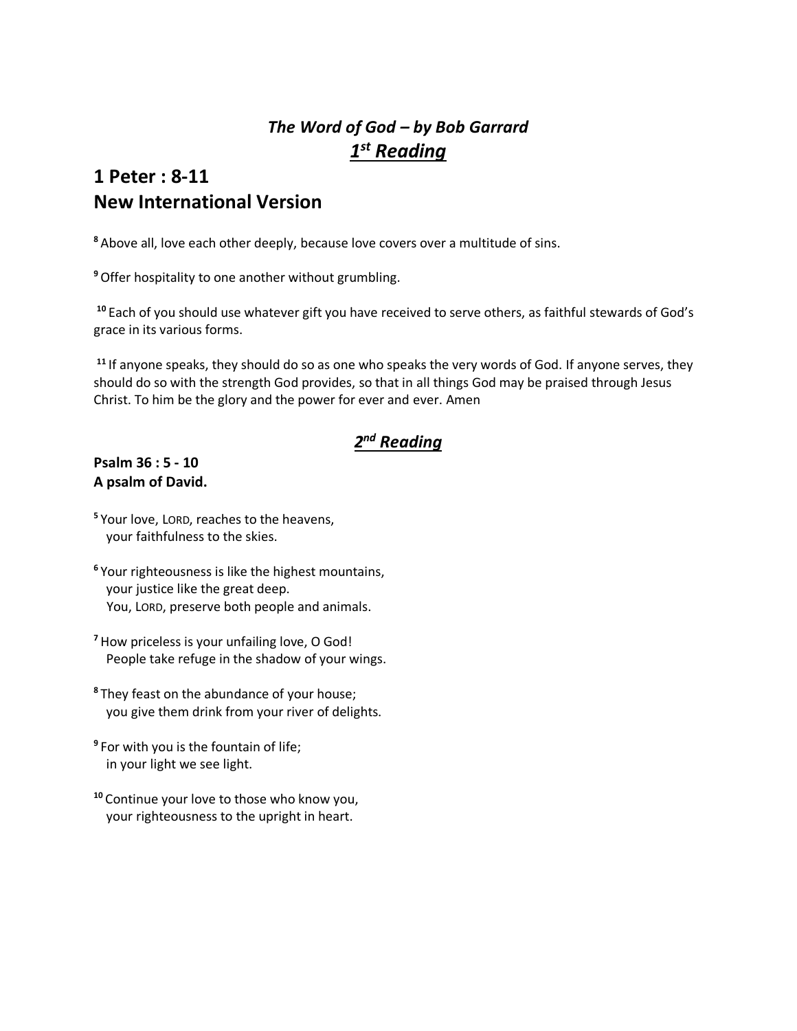### *The Word of God – by Bob Garrard*

### ***1st Reading***

## 1 Peter : 8-11
## New International Version

**8** Above all, love each other deeply, because love covers over a multitude of sins.

**9** Offer hospitality to one another without grumbling.

**10** Each of you should use whatever gift you have received to serve others, as faithful stewards of God's grace in its various forms.

**11** If anyone speaks, they should do so as one who speaks the very words of God. If anyone serves, they should do so with the strength God provides, so that in all things God may be praised through Jesus Christ. To him be the glory and the power for ever and ever. Amen

### ***2nd Reading***

**Psalm 36 : 5 - 10**
**A psalm of David.**

**5** Your love, LORD, reaches to the heavens,
your faithfulness to the skies.

**6** Your righteousness is like the highest mountains,
your justice like the great deep.
You, LORD, preserve both people and animals.

**7** How priceless is your unfailing love, O God!
People take refuge in the shadow of your wings.

**8** They feast on the abundance of your house;
you give them drink from your river of delights.

**9** For with you is the fountain of life;
in your light we see light.

**10** Continue your love to those who know you,
your righteousness to the upright in heart.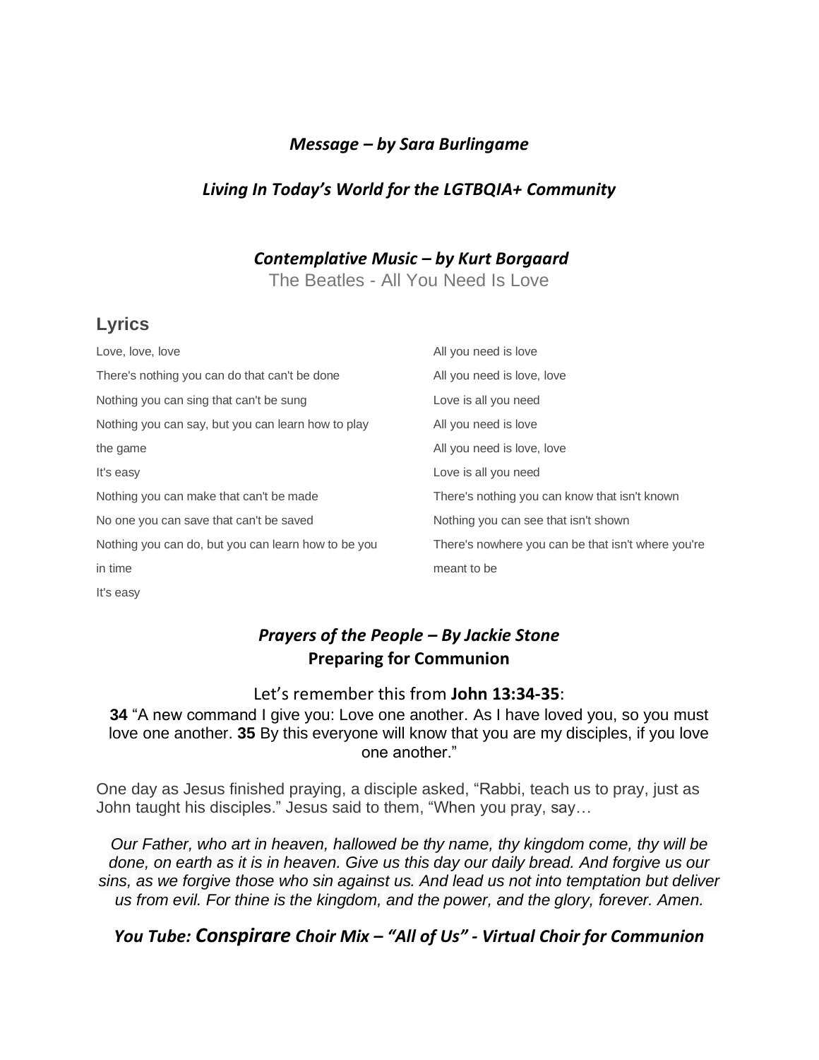### *Message – by Sara Burlingame*

### *Living In Today's World for the LGTBQIA+ Community*

### *Contemplative Music – by Kurt Borgaard*

The Beatles - All You Need Is Love

## Lyrics

Love, love, love

There's nothing you can do that can't be done

Nothing you can sing that can't be sung

Nothing you can say, but you can learn how to play the game

It's easy

Nothing you can make that can't be made

No one you can save that can't be saved

Nothing you can do, but you can learn how to be you in time

It's easy

All you need is love

All you need is love, love

Love is all you need

All you need is love

All you need is love, love

Love is all you need

There's nothing you can know that isn't known

Nothing you can see that isn't shown

There's nowhere you can be that isn't where you're meant to be

### *Prayers of the People – By Jackie Stone*

### **Preparing for Communion**

Let's remember this from **John 13:34-35**:

**34** "A new command I give you: Love one another. As I have loved you, so you must love one another. **35** By this everyone will know that you are my disciples, if you love one another."

One day as Jesus finished praying, a disciple asked, "Rabbi, teach us to pray, just as John taught his disciples." Jesus said to them, "When you pray, say…

*Our Father, who art in heaven, hallowed be thy name, thy kingdom come, thy will be done, on earth as it is in heaven. Give us this day our daily bread. And forgive us our sins, as we forgive those who sin against us. And lead us not into temptation but deliver us from evil. For thine is the kingdom, and the power, and the glory, forever. Amen.*

### *You Tube: Conspirare Choir Mix – "All of Us" - Virtual Choir for Communion*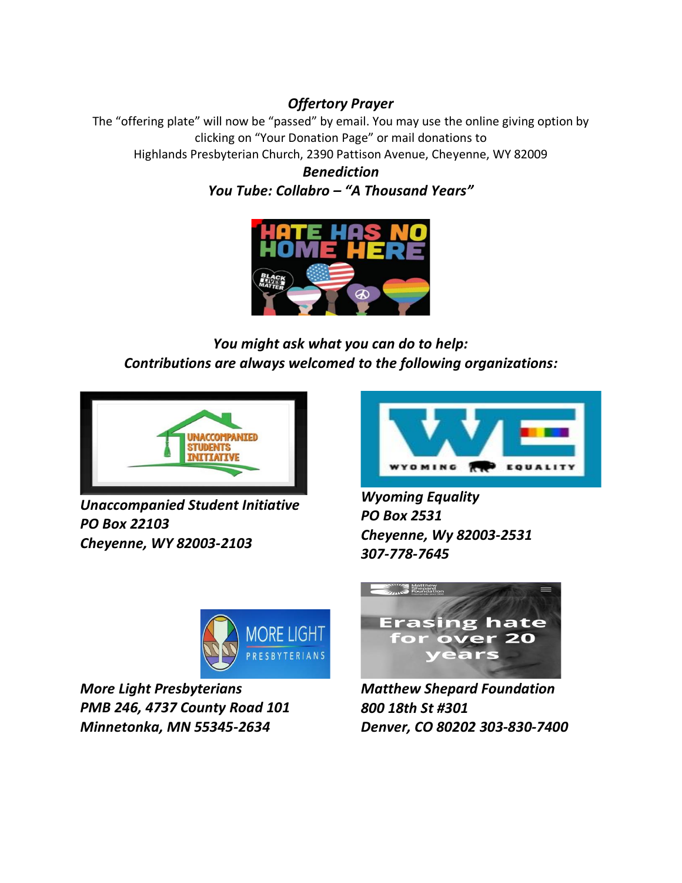***Offertory Prayer***

The "offering plate" will now be "passed" by email. You may use the online giving option by clicking on "Your Donation Page" or mail donations to Highlands Presbyterian Church, 2390 Pattison Avenue, Cheyenne, WY 82009

***Benediction***

***You Tube: Collabro – "A Thousand Years"***

***You might ask what you can do to help:***
***Contributions are always welcomed to the following organizations:***

***Unaccompanied Student Initiative***
***PO Box 22103***
***Cheyenne, WY 82003-2103***

***Wyoming Equality***
***PO Box 2531***
***Cheyenne, Wy 82003-2531***
***307-778-7645***

***More Light Presbyterians***
***PMB 246, 4737 County Road 101***
***Minnetonka, MN 55345-2634***

***Matthew Shepard Foundation***
***800 18th St #301***
***Denver, CO 80202 303-830-7400***